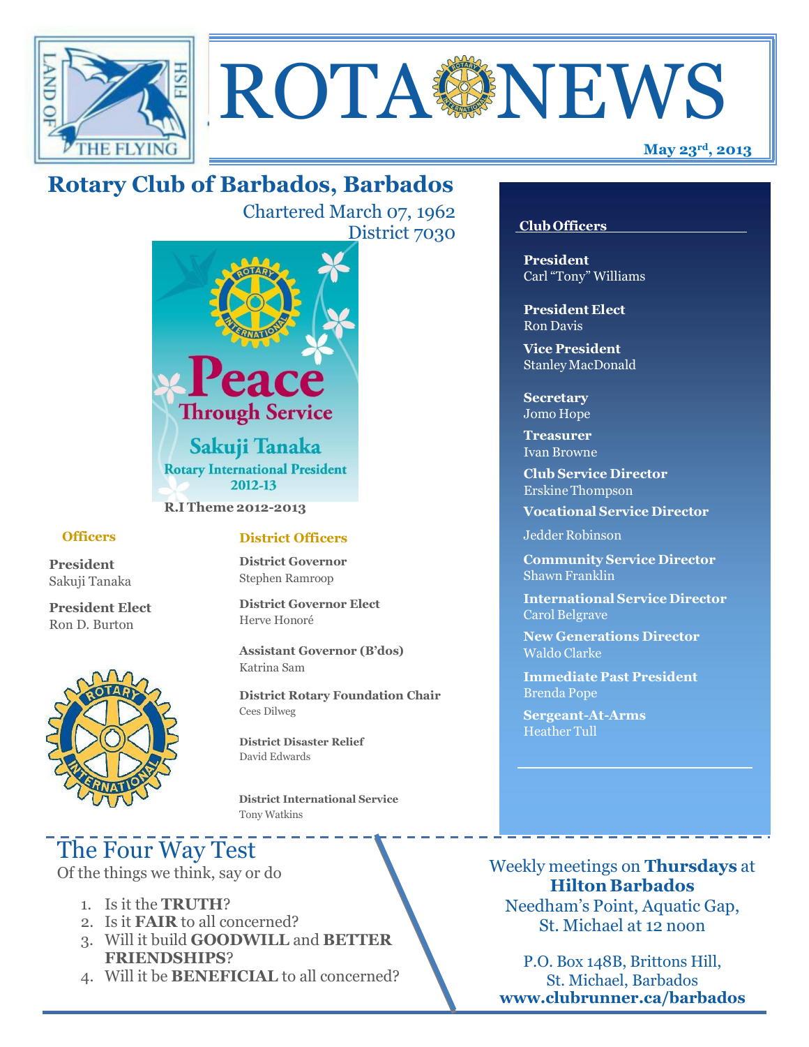# ROTA NEWS

**May 23rd, 2013**

## Rotary Club of Barbados, Barbados

Chartered March 07, 1962
District 7030

Peace Through Service
Sakuji Tanaka
Rotary International President
2012-13

**R.I Theme 2012-2013**

### Officers

**President**
Sakuji Tanaka

**President Elect**
Ron D. Burton

### District Officers

**District Governor**
Stephen Ramroop

**District Governor Elect**
Herve Honoré

**Assistant Governor (B'dos)**
Katrina Sam

**District Rotary Foundation Chair**
Cees Dilweg

**District Disaster Relief**
David Edwards

**District International Service**
Tony Watkins

### Club Officers

**President**
Carl "Tony" Williams

**President Elect**
Ron Davis

**Vice President**
Stanley MacDonald

**Secretary**
Jomo Hope

**Treasurer**
Ivan Browne

**Club Service Director**
Erskine Thompson

**Vocational Service Director**
Jedder Robinson

**Community Service Director**
Shawn Franklin

**International Service Director**
Carol Belgrave

**New Generations Director**
Waldo Clarke

**Immediate Past President**
Brenda Pope

**Sergeant-At-Arms**
Heather Tull

## The Four Way Test

Of the things we think, say or do

1. Is it the **TRUTH**?
2. Is it **FAIR** to all concerned?
3. Will it build **GOODWILL** and **BETTER FRIENDSHIPS**?
4. Will it be **BENEFICIAL** to all concerned?

Weekly meetings on **Thursdays** at **Hilton Barbados**
Needham's Point, Aquatic Gap, St. Michael at 12 noon

P.O. Box 148B, Brittons Hill, St. Michael, Barbados
**www.clubrunner.ca/barbados**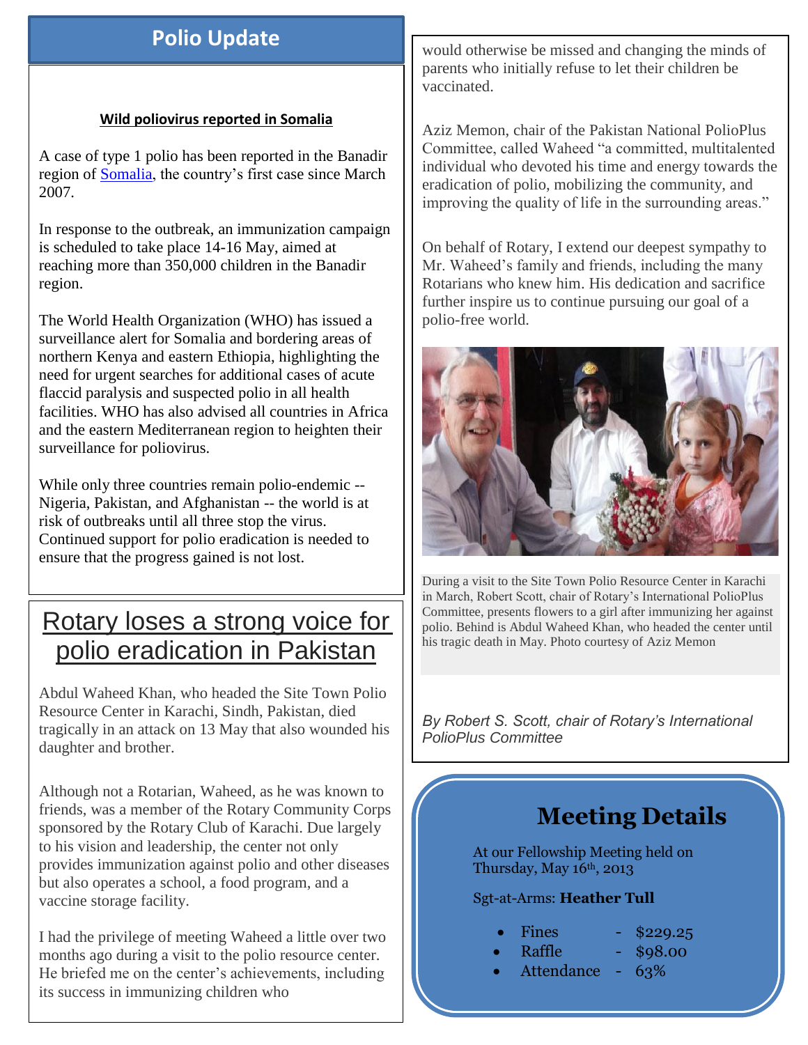## Polio Update

**Wild poliovirus reported in Somalia**

A case of type 1 polio has been reported in the Banadir region of [Somalia](Somalia), the country's first case since March 2007.

In response to the outbreak, an immunization campaign is scheduled to take place 14-16 May, aimed at reaching more than 350,000 children in the Banadir region.

The World Health Organization (WHO) has issued a surveillance alert for Somalia and bordering areas of northern Kenya and eastern Ethiopia, highlighting the need for urgent searches for additional cases of acute flaccid paralysis and suspected polio in all health facilities. WHO has also advised all countries in Africa and the eastern Mediterranean region to heighten their surveillance for poliovirus.

While only three countries remain polio-endemic -- Nigeria, Pakistan, and Afghanistan -- the world is at risk of outbreaks until all three stop the virus. Continued support for polio eradication is needed to ensure that the progress gained is not lost.

## Rotary loses a strong voice for polio eradication in Pakistan

Abdul Waheed Khan, who headed the Site Town Polio Resource Center in Karachi, Sindh, Pakistan, died tragically in an attack on 13 May that also wounded his daughter and brother.

Although not a Rotarian, Waheed, as he was known to friends, was a member of the Rotary Community Corps sponsored by the Rotary Club of Karachi. Due largely to his vision and leadership, the center not only provides immunization against polio and other diseases but also operates a school, a food program, and a vaccine storage facility.

I had the privilege of meeting Waheed a little over two months ago during a visit to the polio resource center. He briefed me on the center's achievements, including its success in immunizing children who would otherwise be missed and changing the minds of parents who initially refuse to let their children be vaccinated.

Aziz Memon, chair of the Pakistan National PolioPlus Committee, called Waheed "a committed, multitalented individual who devoted his time and energy towards the eradication of polio, mobilizing the community, and improving the quality of life in the surrounding areas."

On behalf of Rotary, I extend our deepest sympathy to Mr. Waheed's family and friends, including the many Rotarians who knew him. His dedication and sacrifice further inspire us to continue pursuing our goal of a polio-free world.

During a visit to the Site Town Polio Resource Center in Karachi in March, Robert Scott, chair of Rotary's International PolioPlus Committee, presents flowers to a girl after immunizing her against polio. Behind is Abdul Waheed Khan, who headed the center until his tragic death in May. Photo courtesy of Aziz Memon

*By Robert S. Scott, chair of Rotary's International PolioPlus Committee*

## Meeting Details

At our Fellowship Meeting held on Thursday, May 16th, 2013

Sgt-at-Arms: **Heather Tull**

- Fines - $229.25
- Raffle - $98.00
- Attendance - 63%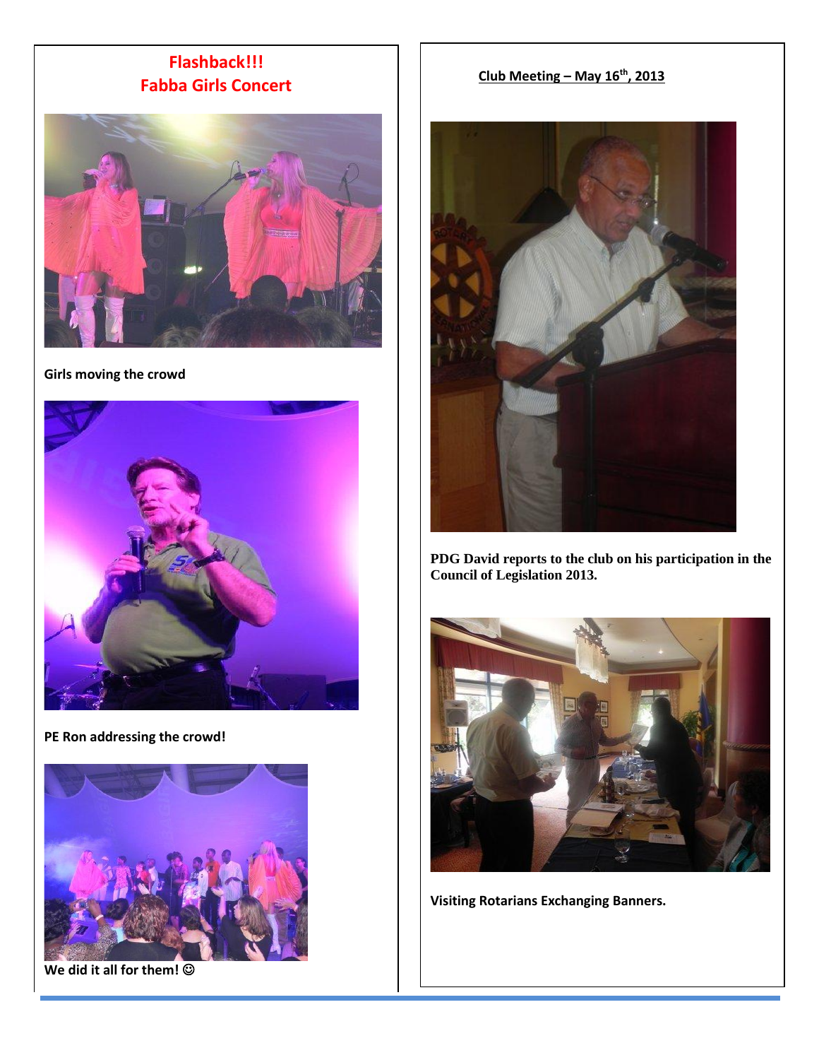## Flashback!!!
## Fabba Girls Concert

**Girls moving the crowd**

**PE Ron addressing the crowd!**

**We did it all for them! ☺**

## Club Meeting – May 16th, 2013

**PDG David reports to the club on his participation in the Council of Legislation 2013.**

**Visiting Rotarians Exchanging Banners.**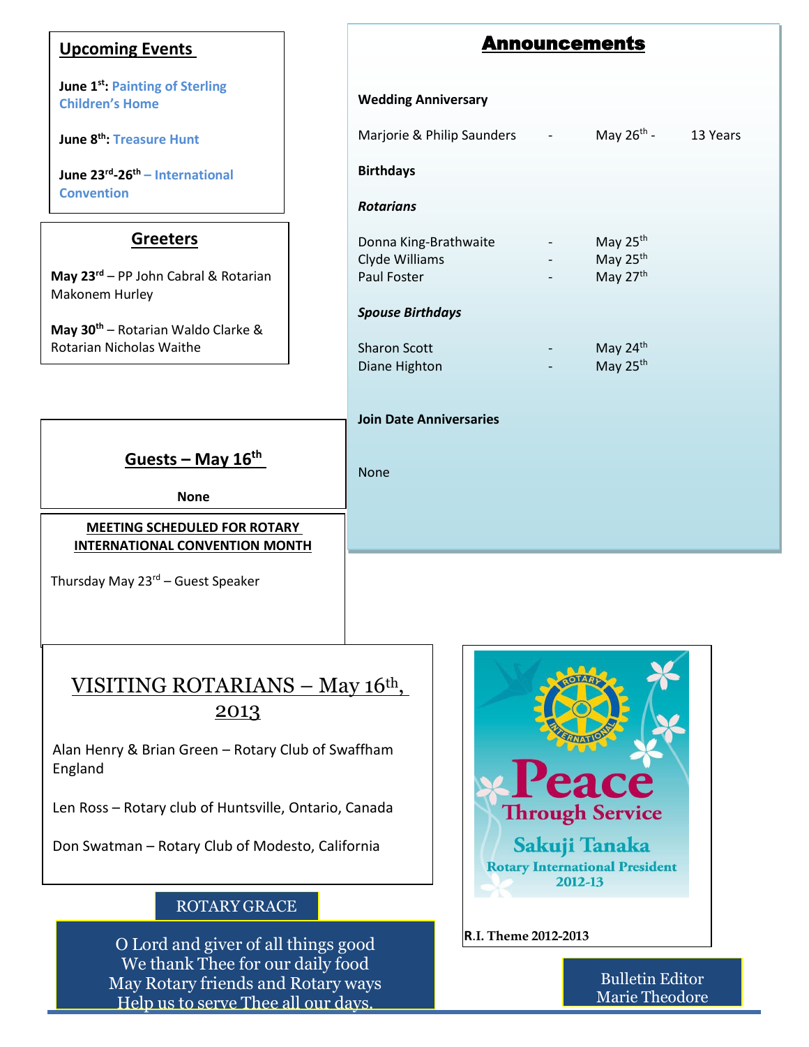## Upcoming Events

**June 1st:** Painting of Sterling Children's Home

**June 8th:** Treasure Hunt

**June 23rd-26th** – International Convention

## Greeters

**May 23rd** – PP John Cabral & Rotarian Makonem Hurley

**May 30th** – Rotarian Waldo Clarke & Rotarian Nicholas Waithe

## Guests – May 16th

**None**

**MEETING SCHEDULED FOR ROTARY INTERNATIONAL CONVENTION MONTH**

Thursday May 23rd – Guest Speaker

## VISITING ROTARIANS – May 16th, 2013

Alan Henry & Brian Green – Rotary Club of Swaffham England

Len Ross – Rotary club of Huntsville, Ontario, Canada

Don Swatman – Rotary Club of Modesto, California

## ROTARY GRACE

O Lord and giver of all things good
We thank Thee for our daily food
May Rotary friends and Rotary ways
Help us to serve Thee all our days.

# Announcements

**Wedding Anniversary**

Marjorie & Philip Saunders - May 26th - 13 Years

**Birthdays**

***Rotarians***

Donna King-Brathwaite - May 25th
Clyde Williams - May 25th
Paul Foster - May 27th

***Spouse Birthdays***

Sharon Scott - May 24th
Diane Highton - May 25th

**Join Date Anniversaries**

None

Rotary International
Peace Through Service
Sakuji Tanaka
Rotary International President 2012-13

**R.I. Theme 2012-2013**

Bulletin Editor
Marie Theodore